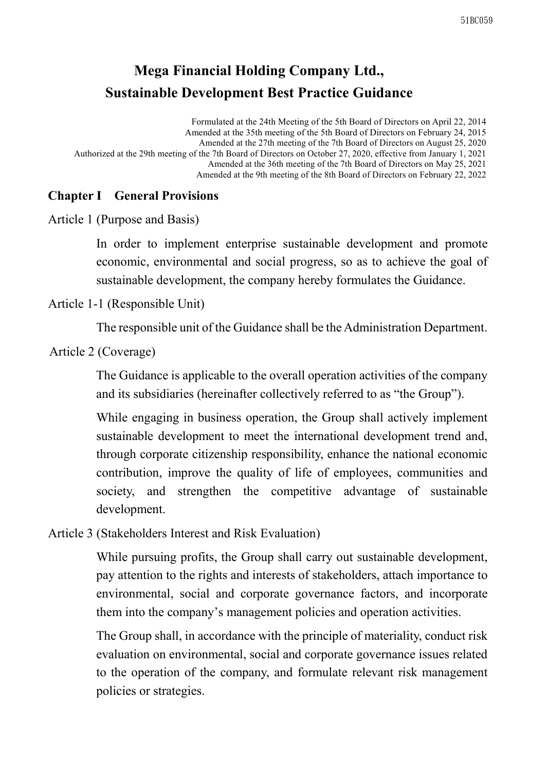# Mega Financial Holding Company Ltd., Sustainable Development Best Practice Guidance

Formulated at the 24th Meeting of the 5th Board of Directors on April 22, 2014
Amended at the 35th meeting of the 5th Board of Directors on February 24, 2015
Amended at the 27th meeting of the 7th Board of Directors on August 25, 2020
Authorized at the 29th meeting of the 7th Board of Directors on October 27, 2020, effective from January 1, 2021
Amended at the 36th meeting of the 7th Board of Directors on May 25, 2021
Amended at the 9th meeting of the 8th Board of Directors on February 22, 2022

## Chapter I General Provisions

Article 1 (Purpose and Basis)

In order to implement enterprise sustainable development and promote economic, environmental and social progress, so as to achieve the goal of sustainable development, the company hereby formulates the Guidance.

Article 1-1 (Responsible Unit)

The responsible unit of the Guidance shall be the Administration Department.

Article 2 (Coverage)

The Guidance is applicable to the overall operation activities of the company and its subsidiaries (hereinafter collectively referred to as "the Group").

While engaging in business operation, the Group shall actively implement sustainable development to meet the international development trend and, through corporate citizenship responsibility, enhance the national economic contribution, improve the quality of life of employees, communities and society, and strengthen the competitive advantage of sustainable development.

Article 3 (Stakeholders Interest and Risk Evaluation)

While pursuing profits, the Group shall carry out sustainable development, pay attention to the rights and interests of stakeholders, attach importance to environmental, social and corporate governance factors, and incorporate them into the company's management policies and operation activities.

The Group shall, in accordance with the principle of materiality, conduct risk evaluation on environmental, social and corporate governance issues related to the operation of the company, and formulate relevant risk management policies or strategies.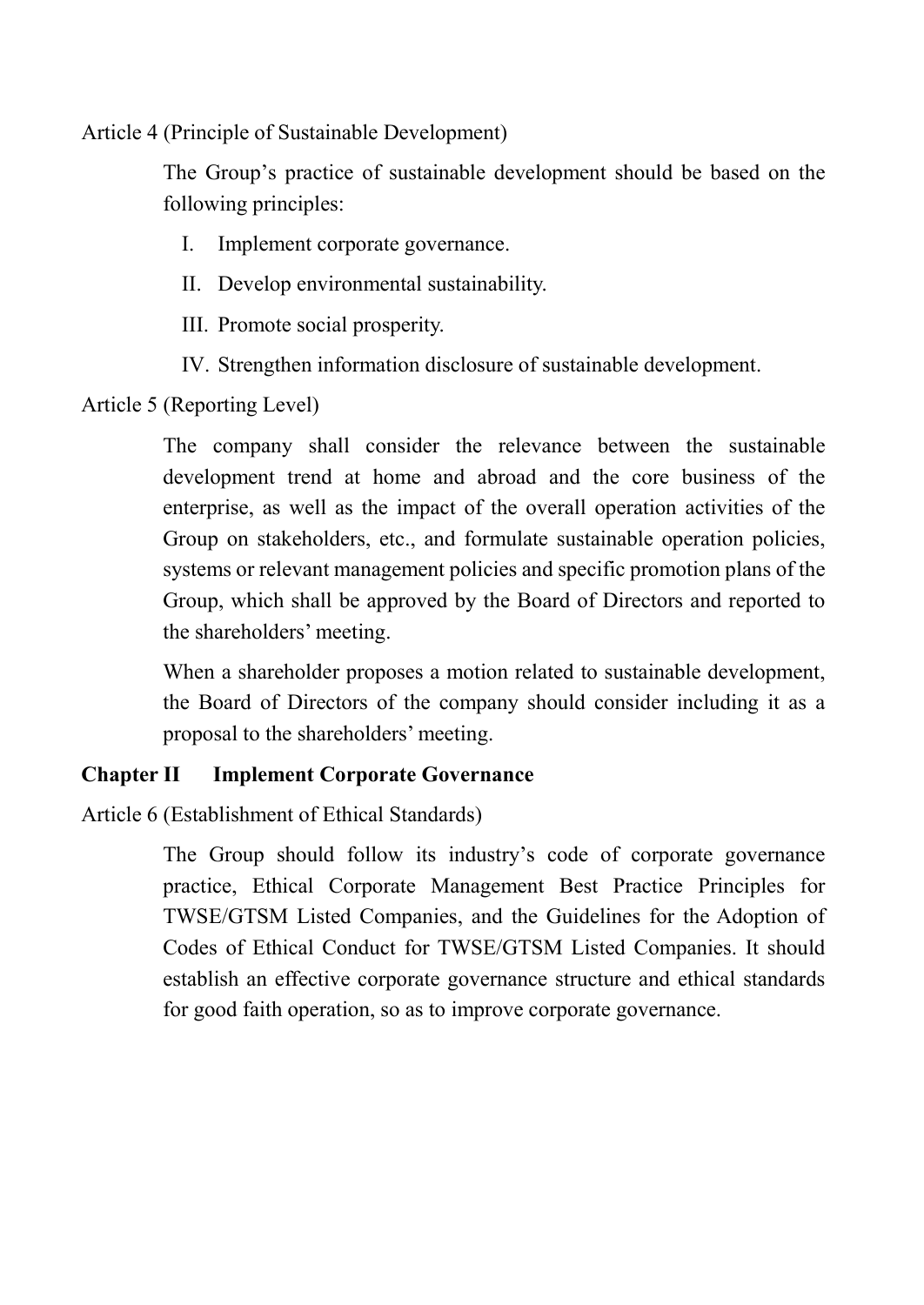Article 4 (Principle of Sustainable Development)

The Group's practice of sustainable development should be based on the following principles:

I. Implement corporate governance.

II. Develop environmental sustainability.

III. Promote social prosperity.

IV. Strengthen information disclosure of sustainable development.

Article 5 (Reporting Level)

The company shall consider the relevance between the sustainable development trend at home and abroad and the core business of the enterprise, as well as the impact of the overall operation activities of the Group on stakeholders, etc., and formulate sustainable operation policies, systems or relevant management policies and specific promotion plans of the Group, which shall be approved by the Board of Directors and reported to the shareholders' meeting.

When a shareholder proposes a motion related to sustainable development, the Board of Directors of the company should consider including it as a proposal to the shareholders' meeting.

## Chapter II Implement Corporate Governance

Article 6 (Establishment of Ethical Standards)

The Group should follow its industry's code of corporate governance practice, Ethical Corporate Management Best Practice Principles for TWSE/GTSM Listed Companies, and the Guidelines for the Adoption of Codes of Ethical Conduct for TWSE/GTSM Listed Companies. It should establish an effective corporate governance structure and ethical standards for good faith operation, so as to improve corporate governance.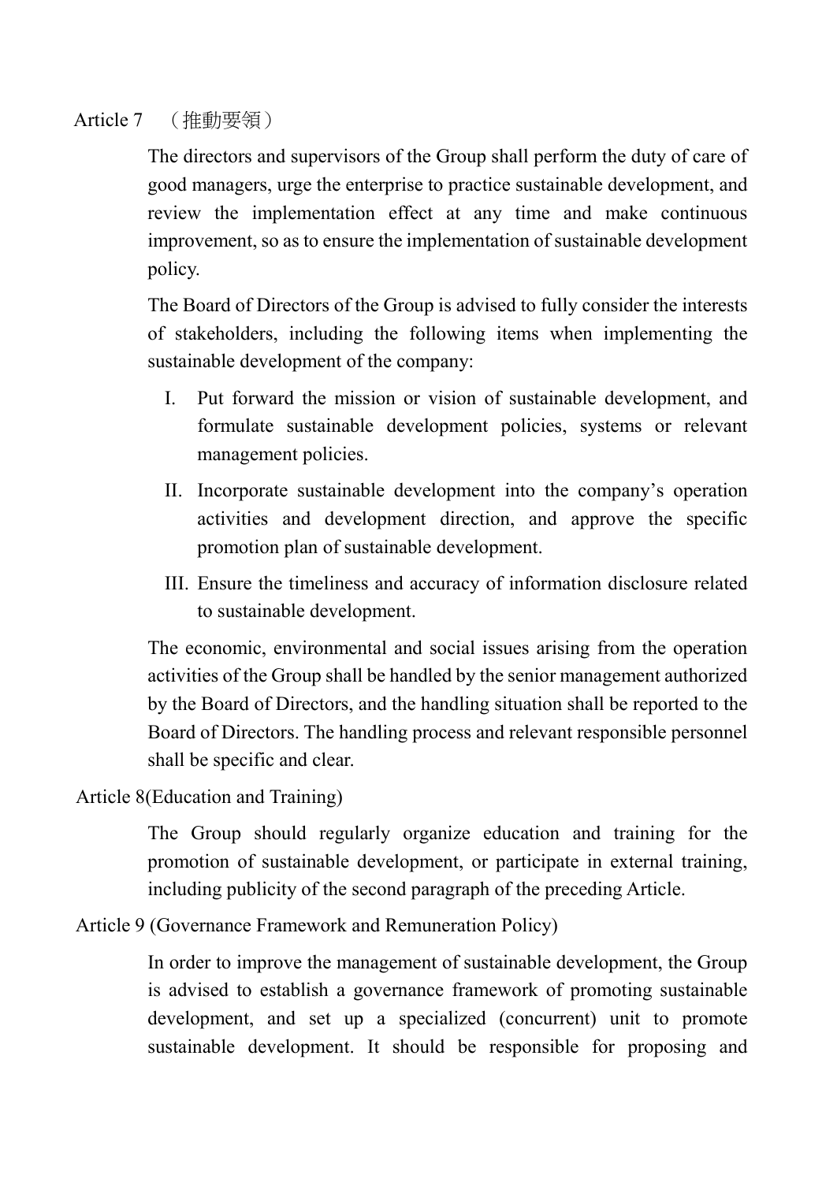Article 7　（推動要領）

The directors and supervisors of the Group shall perform the duty of care of good managers, urge the enterprise to practice sustainable development, and review the implementation effect at any time and make continuous improvement, so as to ensure the implementation of sustainable development policy.

The Board of Directors of the Group is advised to fully consider the interests of stakeholders, including the following items when implementing the sustainable development of the company:

I. Put forward the mission or vision of sustainable development, and formulate sustainable development policies, systems or relevant management policies.

II. Incorporate sustainable development into the company's operation activities and development direction, and approve the specific promotion plan of sustainable development.

III. Ensure the timeliness and accuracy of information disclosure related to sustainable development.

The economic, environmental and social issues arising from the operation activities of the Group shall be handled by the senior management authorized by the Board of Directors, and the handling situation shall be reported to the Board of Directors. The handling process and relevant responsible personnel shall be specific and clear.

Article 8(Education and Training)

The Group should regularly organize education and training for the promotion of sustainable development, or participate in external training, including publicity of the second paragraph of the preceding Article.

Article 9 (Governance Framework and Remuneration Policy)

In order to improve the management of sustainable development, the Group is advised to establish a governance framework of promoting sustainable development, and set up a specialized (concurrent) unit to promote sustainable development. It should be responsible for proposing and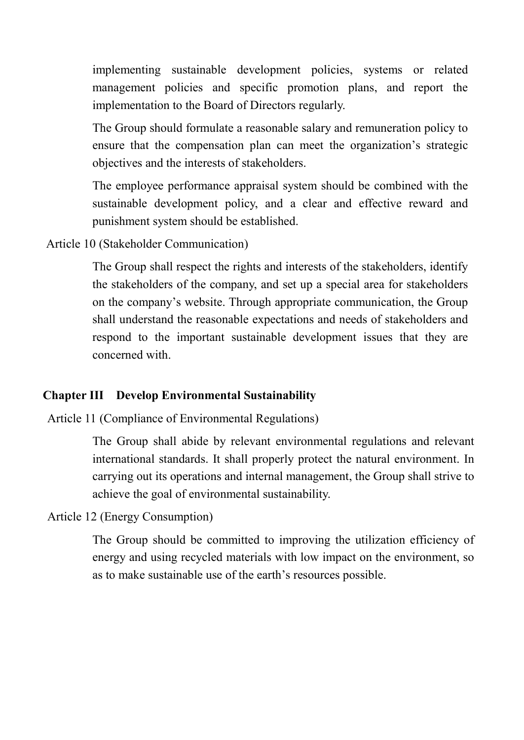implementing sustainable development policies, systems or related management policies and specific promotion plans, and report the implementation to the Board of Directors regularly.

The Group should formulate a reasonable salary and remuneration policy to ensure that the compensation plan can meet the organization's strategic objectives and the interests of stakeholders.

The employee performance appraisal system should be combined with the sustainable development policy, and a clear and effective reward and punishment system should be established.

Article 10 (Stakeholder Communication)

The Group shall respect the rights and interests of the stakeholders, identify the stakeholders of the company, and set up a special area for stakeholders on the company's website. Through appropriate communication, the Group shall understand the reasonable expectations and needs of stakeholders and respond to the important sustainable development issues that they are concerned with.

## Chapter III Develop Environmental Sustainability

Article 11 (Compliance of Environmental Regulations)

The Group shall abide by relevant environmental regulations and relevant international standards. It shall properly protect the natural environment. In carrying out its operations and internal management, the Group shall strive to achieve the goal of environmental sustainability.

Article 12 (Energy Consumption)

The Group should be committed to improving the utilization efficiency of energy and using recycled materials with low impact on the environment, so as to make sustainable use of the earth's resources possible.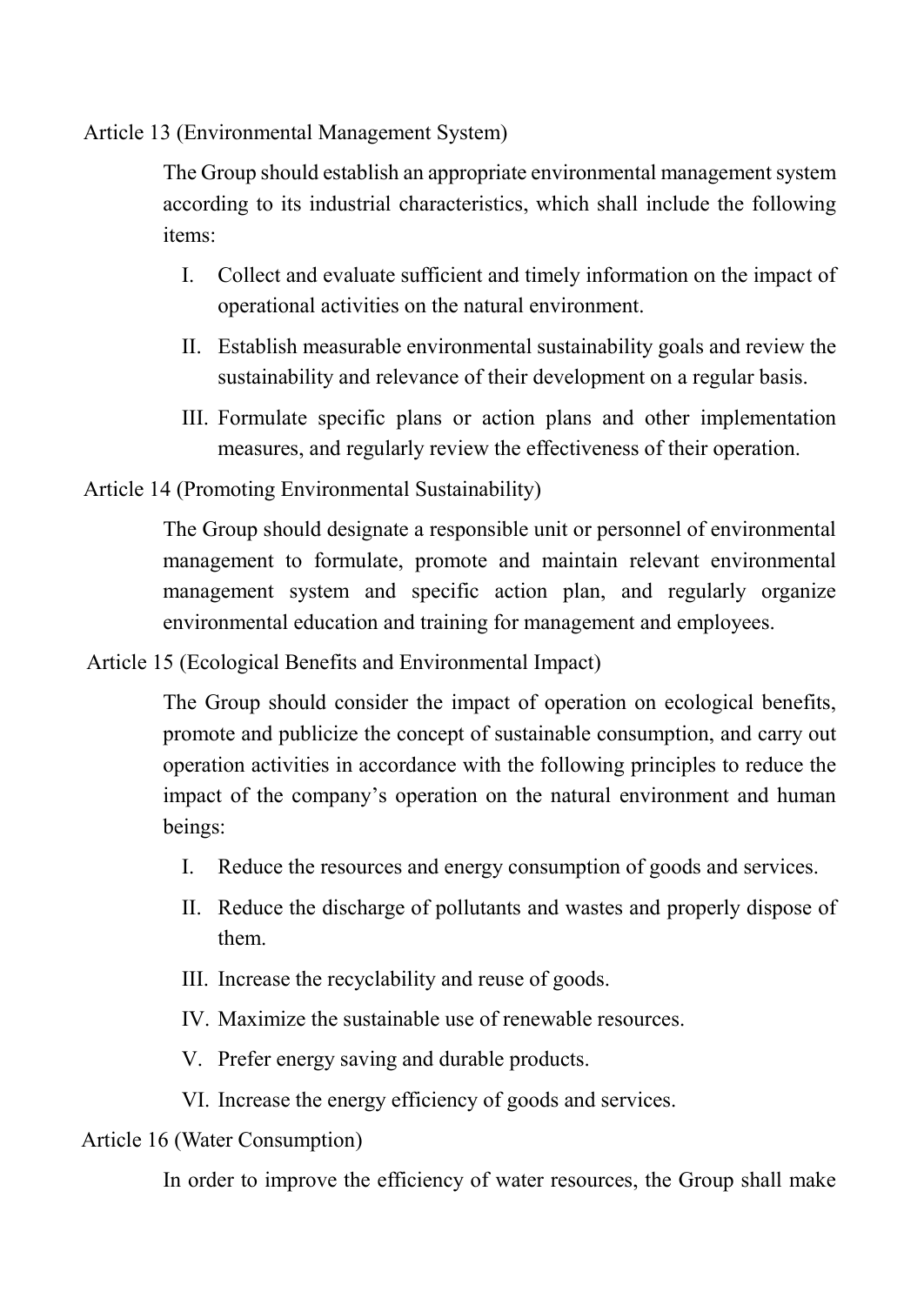Article 13 (Environmental Management System)

The Group should establish an appropriate environmental management system according to its industrial characteristics, which shall include the following items:

I. Collect and evaluate sufficient and timely information on the impact of operational activities on the natural environment.

II. Establish measurable environmental sustainability goals and review the sustainability and relevance of their development on a regular basis.

III. Formulate specific plans or action plans and other implementation measures, and regularly review the effectiveness of their operation.

Article 14 (Promoting Environmental Sustainability)

The Group should designate a responsible unit or personnel of environmental management to formulate, promote and maintain relevant environmental management system and specific action plan, and regularly organize environmental education and training for management and employees.

Article 15 (Ecological Benefits and Environmental Impact)

The Group should consider the impact of operation on ecological benefits, promote and publicize the concept of sustainable consumption, and carry out operation activities in accordance with the following principles to reduce the impact of the company's operation on the natural environment and human beings:

I. Reduce the resources and energy consumption of goods and services.

II. Reduce the discharge of pollutants and wastes and properly dispose of them.

III. Increase the recyclability and reuse of goods.

IV. Maximize the sustainable use of renewable resources.

V. Prefer energy saving and durable products.

VI. Increase the energy efficiency of goods and services.

Article 16 (Water Consumption)

In order to improve the efficiency of water resources, the Group shall make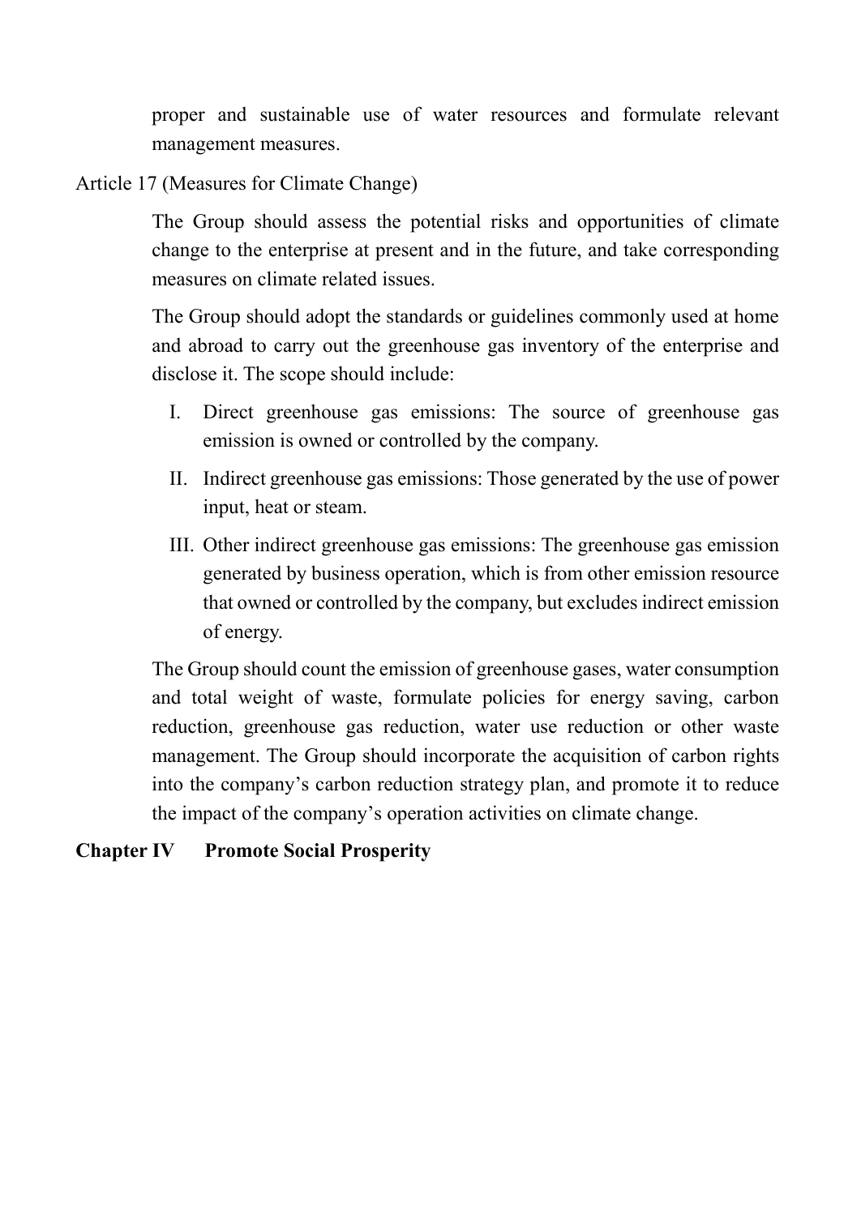proper and sustainable use of water resources and formulate relevant management measures.

Article 17 (Measures for Climate Change)

The Group should assess the potential risks and opportunities of climate change to the enterprise at present and in the future, and take corresponding measures on climate related issues.

The Group should adopt the standards or guidelines commonly used at home and abroad to carry out the greenhouse gas inventory of the enterprise and disclose it. The scope should include:

I. Direct greenhouse gas emissions: The source of greenhouse gas emission is owned or controlled by the company.

II. Indirect greenhouse gas emissions: Those generated by the use of power input, heat or steam.

III. Other indirect greenhouse gas emissions: The greenhouse gas emission generated by business operation, which is from other emission resource that owned or controlled by the company, but excludes indirect emission of energy.

The Group should count the emission of greenhouse gases, water consumption and total weight of waste, formulate policies for energy saving, carbon reduction, greenhouse gas reduction, water use reduction or other waste management. The Group should incorporate the acquisition of carbon rights into the company's carbon reduction strategy plan, and promote it to reduce the impact of the company's operation activities on climate change.

## Chapter IV Promote Social Prosperity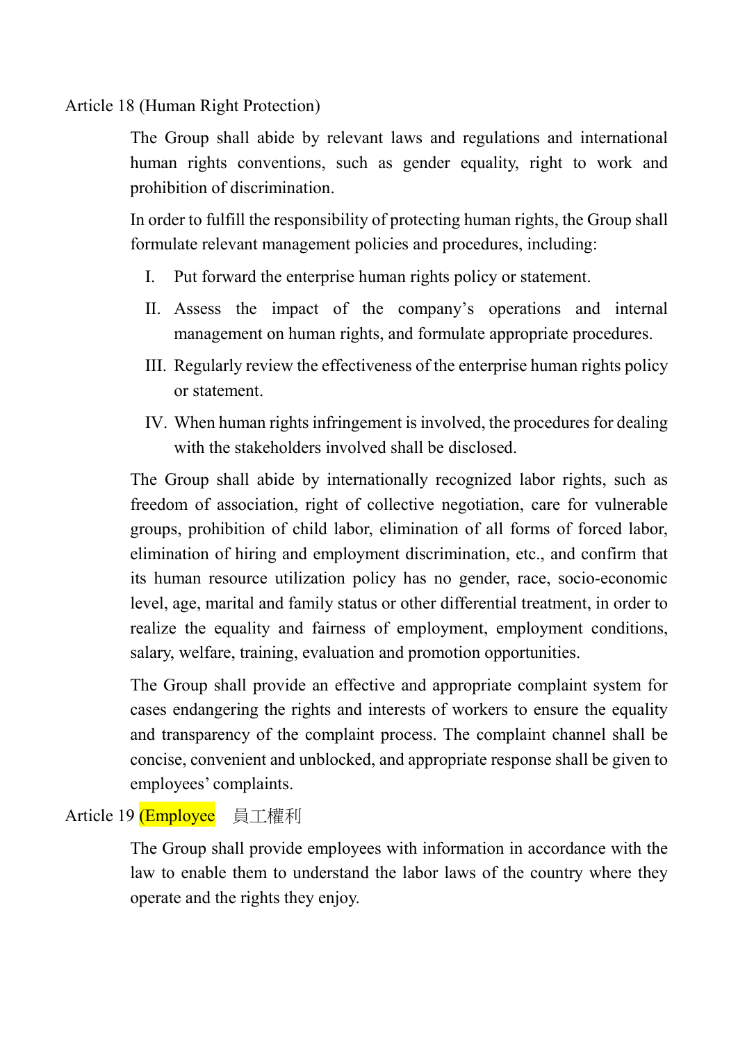## Article 18 (Human Right Protection)

The Group shall abide by relevant laws and regulations and international human rights conventions, such as gender equality, right to work and prohibition of discrimination.

In order to fulfill the responsibility of protecting human rights, the Group shall formulate relevant management policies and procedures, including:

I. Put forward the enterprise human rights policy or statement.

II. Assess the impact of the company's operations and internal management on human rights, and formulate appropriate procedures.

III. Regularly review the effectiveness of the enterprise human rights policy or statement.

IV. When human rights infringement is involved, the procedures for dealing with the stakeholders involved shall be disclosed.

The Group shall abide by internationally recognized labor rights, such as freedom of association, right of collective negotiation, care for vulnerable groups, prohibition of child labor, elimination of all forms of forced labor, elimination of hiring and employment discrimination, etc., and confirm that its human resource utilization policy has no gender, race, socio-economic level, age, marital and family status or other differential treatment, in order to realize the equality and fairness of employment, employment conditions, salary, welfare, training, evaluation and promotion opportunities.

The Group shall provide an effective and appropriate complaint system for cases endangering the rights and interests of workers to ensure the equality and transparency of the complaint process. The complaint channel shall be concise, convenient and unblocked, and appropriate response shall be given to employees' complaints.

## Article 19 (Employee 員工權利

The Group shall provide employees with information in accordance with the law to enable them to understand the labor laws of the country where they operate and the rights they enjoy.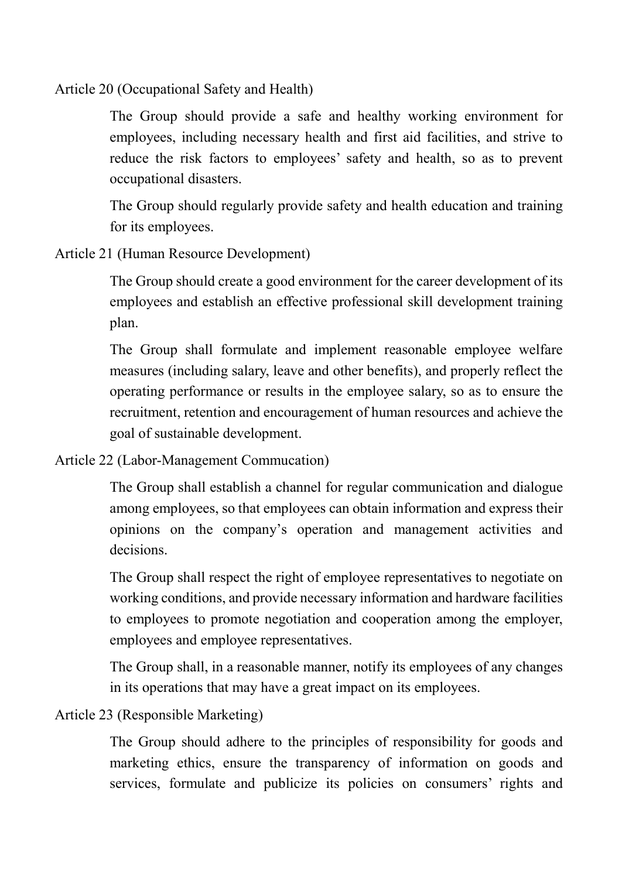Article 20 (Occupational Safety and Health)

The Group should provide a safe and healthy working environment for employees, including necessary health and first aid facilities, and strive to reduce the risk factors to employees' safety and health, so as to prevent occupational disasters.

The Group should regularly provide safety and health education and training for its employees.

Article 21 (Human Resource Development)

The Group should create a good environment for the career development of its employees and establish an effective professional skill development training plan.

The Group shall formulate and implement reasonable employee welfare measures (including salary, leave and other benefits), and properly reflect the operating performance or results in the employee salary, so as to ensure the recruitment, retention and encouragement of human resources and achieve the goal of sustainable development.

Article 22 (Labor-Management Commucation)

The Group shall establish a channel for regular communication and dialogue among employees, so that employees can obtain information and express their opinions on the company's operation and management activities and decisions.

The Group shall respect the right of employee representatives to negotiate on working conditions, and provide necessary information and hardware facilities to employees to promote negotiation and cooperation among the employer, employees and employee representatives.

The Group shall, in a reasonable manner, notify its employees of any changes in its operations that may have a great impact on its employees.

Article 23 (Responsible Marketing)

The Group should adhere to the principles of responsibility for goods and marketing ethics, ensure the transparency of information on goods and services, formulate and publicize its policies on consumers' rights and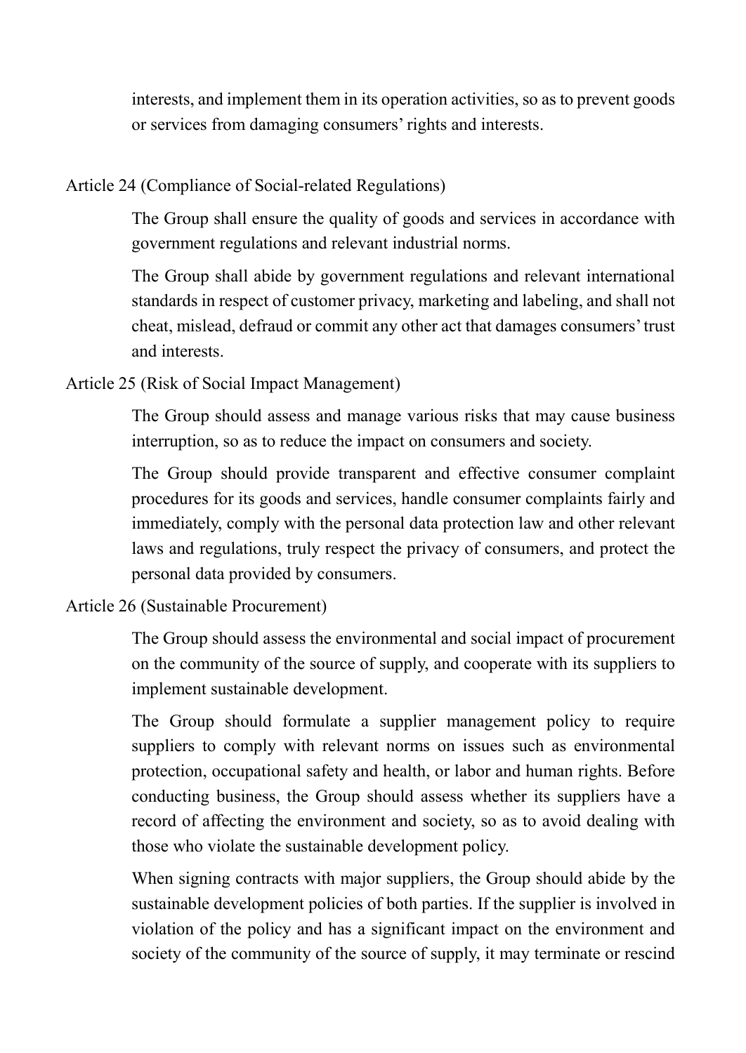interests, and implement them in its operation activities, so as to prevent goods or services from damaging consumers' rights and interests.

Article 24 (Compliance of Social-related Regulations)

The Group shall ensure the quality of goods and services in accordance with government regulations and relevant industrial norms.

The Group shall abide by government regulations and relevant international standards in respect of customer privacy, marketing and labeling, and shall not cheat, mislead, defraud or commit any other act that damages consumers' trust and interests.

Article 25 (Risk of Social Impact Management)

The Group should assess and manage various risks that may cause business interruption, so as to reduce the impact on consumers and society.

The Group should provide transparent and effective consumer complaint procedures for its goods and services, handle consumer complaints fairly and immediately, comply with the personal data protection law and other relevant laws and regulations, truly respect the privacy of consumers, and protect the personal data provided by consumers.

Article 26 (Sustainable Procurement)

The Group should assess the environmental and social impact of procurement on the community of the source of supply, and cooperate with its suppliers to implement sustainable development.

The Group should formulate a supplier management policy to require suppliers to comply with relevant norms on issues such as environmental protection, occupational safety and health, or labor and human rights. Before conducting business, the Group should assess whether its suppliers have a record of affecting the environment and society, so as to avoid dealing with those who violate the sustainable development policy.

When signing contracts with major suppliers, the Group should abide by the sustainable development policies of both parties. If the supplier is involved in violation of the policy and has a significant impact on the environment and society of the community of the source of supply, it may terminate or rescind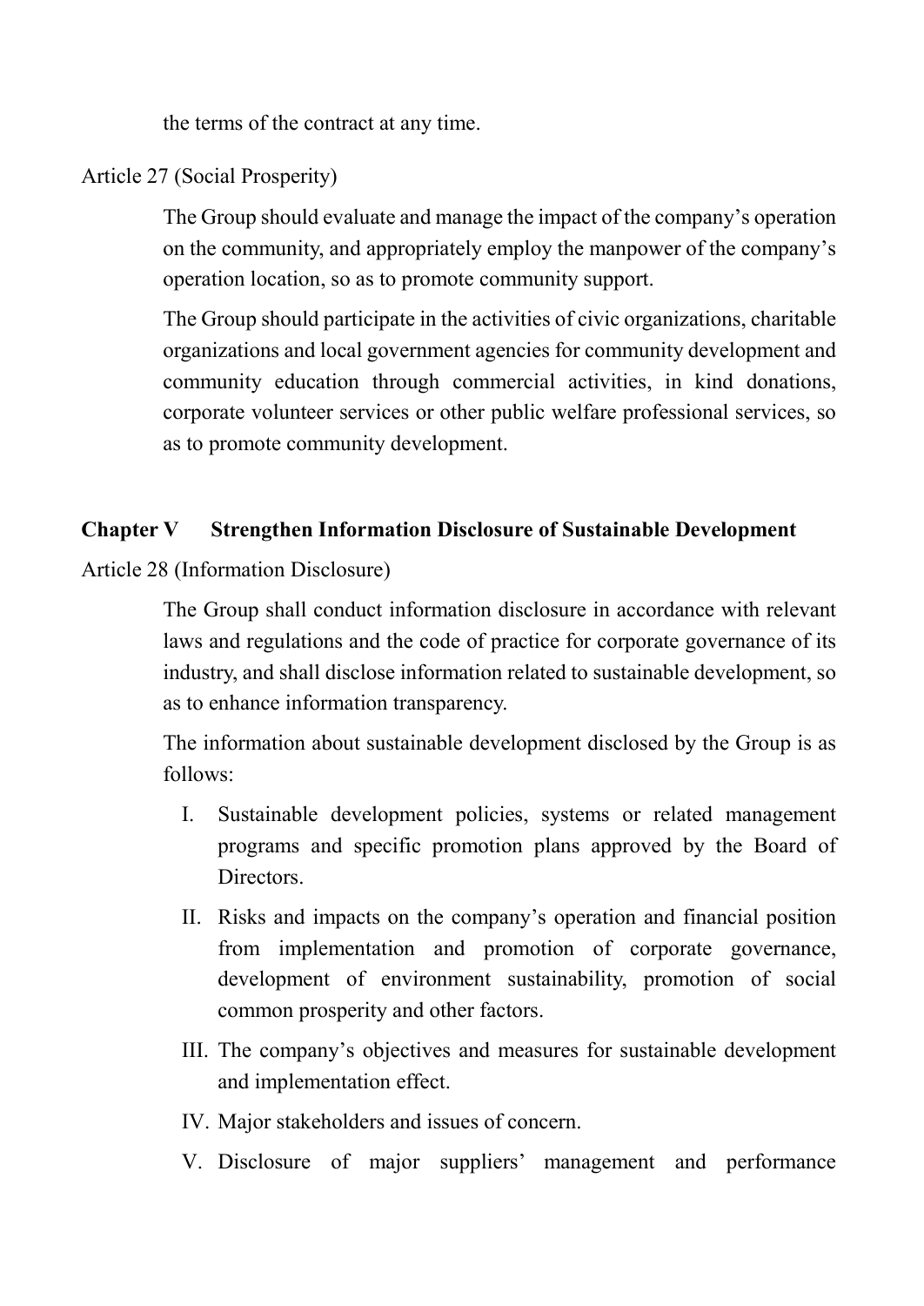the terms of the contract at any time.

Article 27 (Social Prosperity)

The Group should evaluate and manage the impact of the company's operation on the community, and appropriately employ the manpower of the company's operation location, so as to promote community support.

The Group should participate in the activities of civic organizations, charitable organizations and local government agencies for community development and community education through commercial activities, in kind donations, corporate volunteer services or other public welfare professional services, so as to promote community development.

## Chapter V Strengthen Information Disclosure of Sustainable Development

Article 28 (Information Disclosure)

The Group shall conduct information disclosure in accordance with relevant laws and regulations and the code of practice for corporate governance of its industry, and shall disclose information related to sustainable development, so as to enhance information transparency.

The information about sustainable development disclosed by the Group is as follows:

I. Sustainable development policies, systems or related management programs and specific promotion plans approved by the Board of Directors.

II. Risks and impacts on the company's operation and financial position from implementation and promotion of corporate governance, development of environment sustainability, promotion of social common prosperity and other factors.

III. The company's objectives and measures for sustainable development and implementation effect.

IV. Major stakeholders and issues of concern.

V. Disclosure of major suppliers' management and performance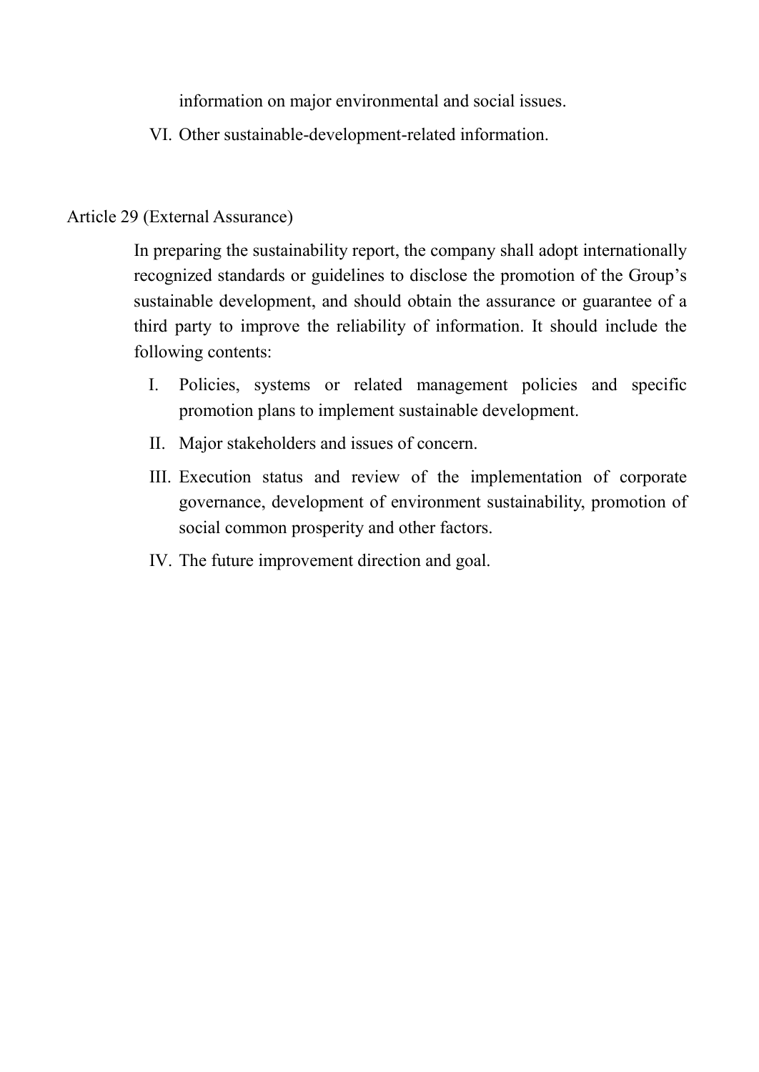information on major environmental and social issues.

VI. Other sustainable-development-related information.

Article 29 (External Assurance)

In preparing the sustainability report, the company shall adopt internationally recognized standards or guidelines to disclose the promotion of the Group's sustainable development, and should obtain the assurance or guarantee of a third party to improve the reliability of information. It should include the following contents:

I. Policies, systems or related management policies and specific promotion plans to implement sustainable development.

II. Major stakeholders and issues of concern.

III. Execution status and review of the implementation of corporate governance, development of environment sustainability, promotion of social common prosperity and other factors.

IV. The future improvement direction and goal.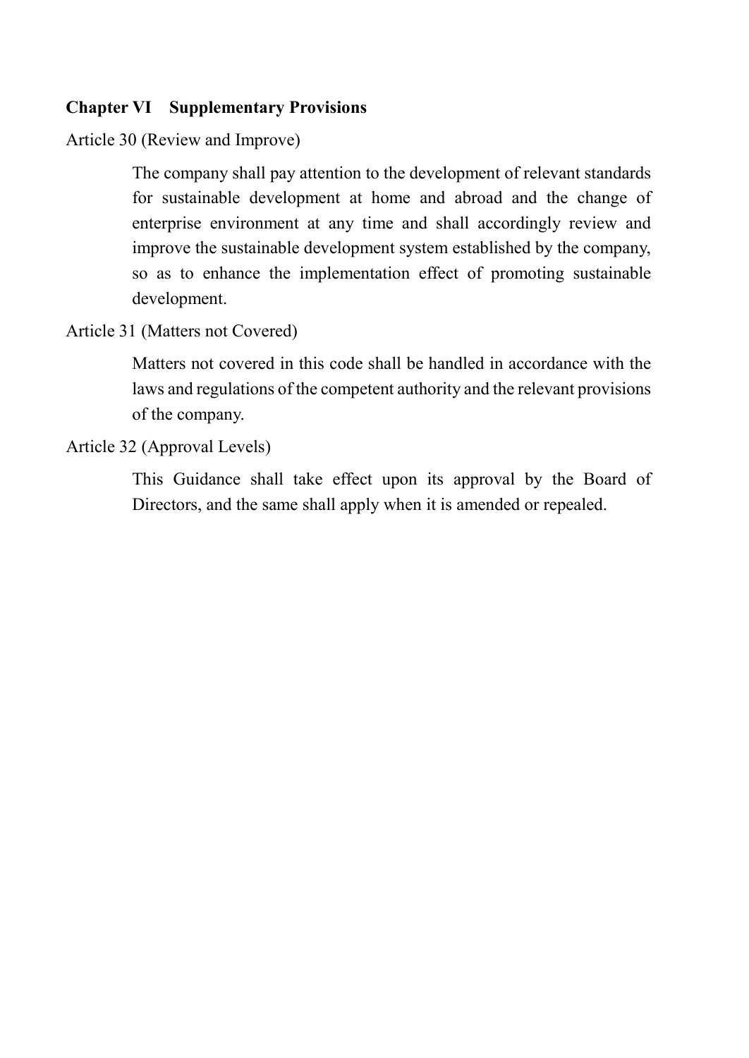## Chapter VI Supplementary Provisions

Article 30 (Review and Improve)

The company shall pay attention to the development of relevant standards for sustainable development at home and abroad and the change of enterprise environment at any time and shall accordingly review and improve the sustainable development system established by the company, so as to enhance the implementation effect of promoting sustainable development.

Article 31 (Matters not Covered)

Matters not covered in this code shall be handled in accordance with the laws and regulations of the competent authority and the relevant provisions of the company.

Article 32 (Approval Levels)

This Guidance shall take effect upon its approval by the Board of Directors, and the same shall apply when it is amended or repealed.